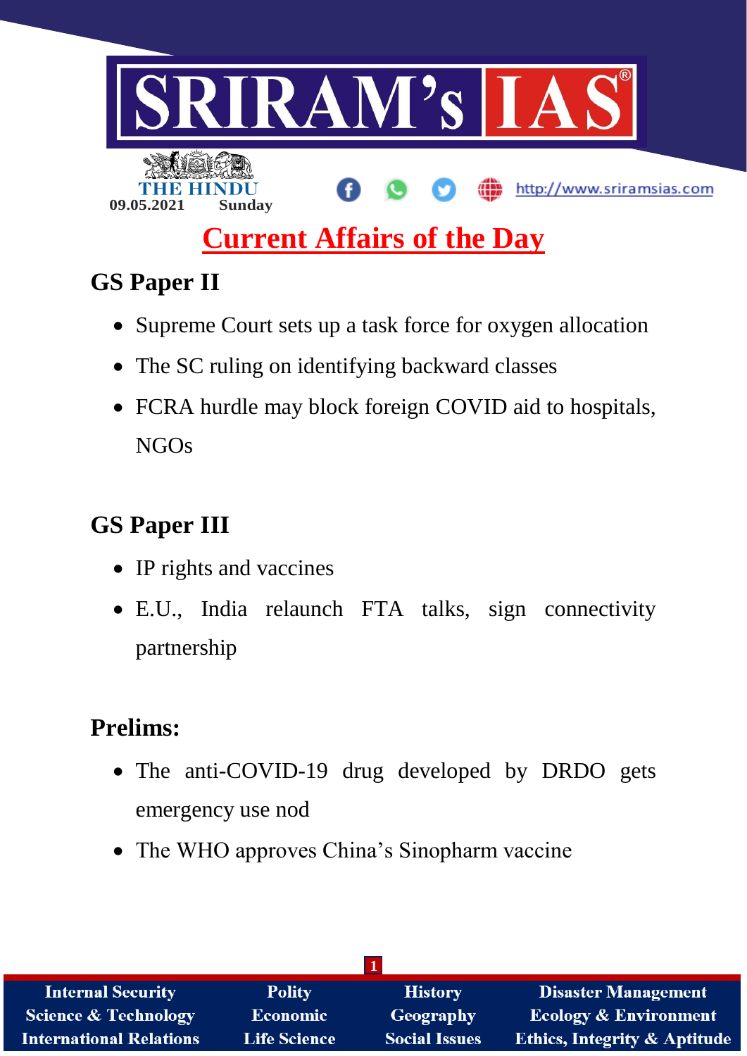THE HINDU

09.05.2021 Sunday

# Current Affairs of the Day

## GS Paper II

- Supreme Court sets up a task force for oxygen allocation
- The SC ruling on identifying backward classes
- FCRA hurdle may block foreign COVID aid to hospitals, NGOs

## GS Paper III

- IP rights and vaccines
- E.U., India relaunch FTA talks, sign connectivity partnership

## Prelims:

- The anti-COVID-19 drug developed by DRDO gets emergency use nod
- The WHO approves China's Sinopharm vaccine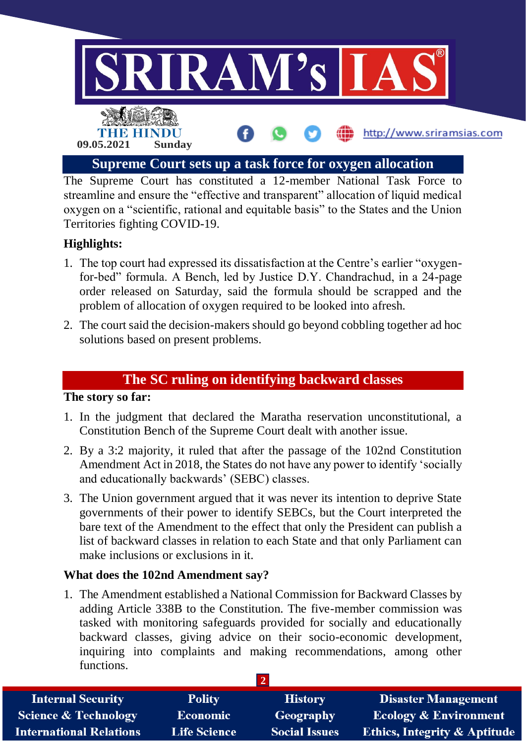## Supreme Court sets up a task force for oxygen allocation

The Supreme Court has constituted a 12-member National Task Force to streamline and ensure the "effective and transparent" allocation of liquid medical oxygen on a "scientific, rational and equitable basis" to the States and the Union Territories fighting COVID-19.

**Highlights:**

1. The top court had expressed its dissatisfaction at the Centre's earlier "oxygen-for-bed" formula. A Bench, led by Justice D.Y. Chandrachud, in a 24-page order released on Saturday, said the formula should be scrapped and the problem of allocation of oxygen required to be looked into afresh.
2. The court said the decision-makers should go beyond cobbling together ad hoc solutions based on present problems.

## The SC ruling on identifying backward classes

**The story so far:**

1. In the judgment that declared the Maratha reservation unconstitutional, a Constitution Bench of the Supreme Court dealt with another issue.
2. By a 3:2 majority, it ruled that after the passage of the 102nd Constitution Amendment Act in 2018, the States do not have any power to identify 'socially and educationally backwards' (SEBC) classes.
3. The Union government argued that it was never its intention to deprive State governments of their power to identify SEBCs, but the Court interpreted the bare text of the Amendment to the effect that only the President can publish a list of backward classes in relation to each State and that only Parliament can make inclusions or exclusions in it.

**What does the 102nd Amendment say?**

1. The Amendment established a National Commission for Backward Classes by adding Article 338B to the Constitution. The five-member commission was tasked with monitoring safeguards provided for socially and educationally backward classes, giving advice on their socio-economic development, inquiring into complaints and making recommendations, among other functions.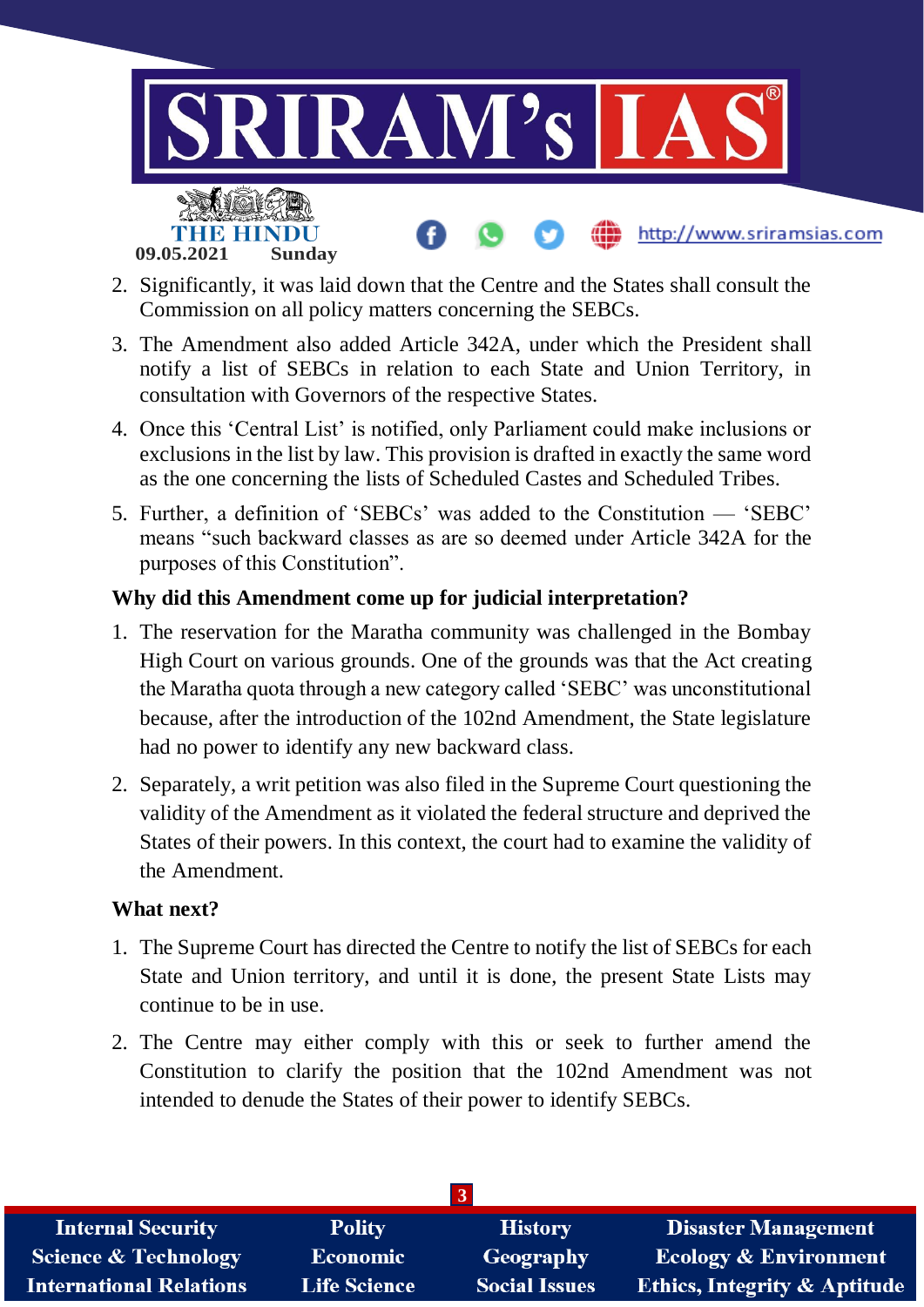2. Significantly, it was laid down that the Centre and the States shall consult the Commission on all policy matters concerning the SEBCs.
3. The Amendment also added Article 342A, under which the President shall notify a list of SEBCs in relation to each State and Union Territory, in consultation with Governors of the respective States.
4. Once this 'Central List' is notified, only Parliament could make inclusions or exclusions in the list by law. This provision is drafted in exactly the same word as the one concerning the lists of Scheduled Castes and Scheduled Tribes.
5. Further, a definition of 'SEBCs' was added to the Constitution — 'SEBC' means "such backward classes as are so deemed under Article 342A for the purposes of this Constitution".

**Why did this Amendment come up for judicial interpretation?**

1. The reservation for the Maratha community was challenged in the Bombay High Court on various grounds. One of the grounds was that the Act creating the Maratha quota through a new category called 'SEBC' was unconstitutional because, after the introduction of the 102nd Amendment, the State legislature had no power to identify any new backward class.
2. Separately, a writ petition was also filed in the Supreme Court questioning the validity of the Amendment as it violated the federal structure and deprived the States of their powers. In this context, the court had to examine the validity of the Amendment.

**What next?**

1. The Supreme Court has directed the Centre to notify the list of SEBCs for each State and Union territory, and until it is done, the present State Lists may continue to be in use.
2. The Centre may either comply with this or seek to further amend the Constitution to clarify the position that the 102nd Amendment was not intended to denude the States of their power to identify SEBCs.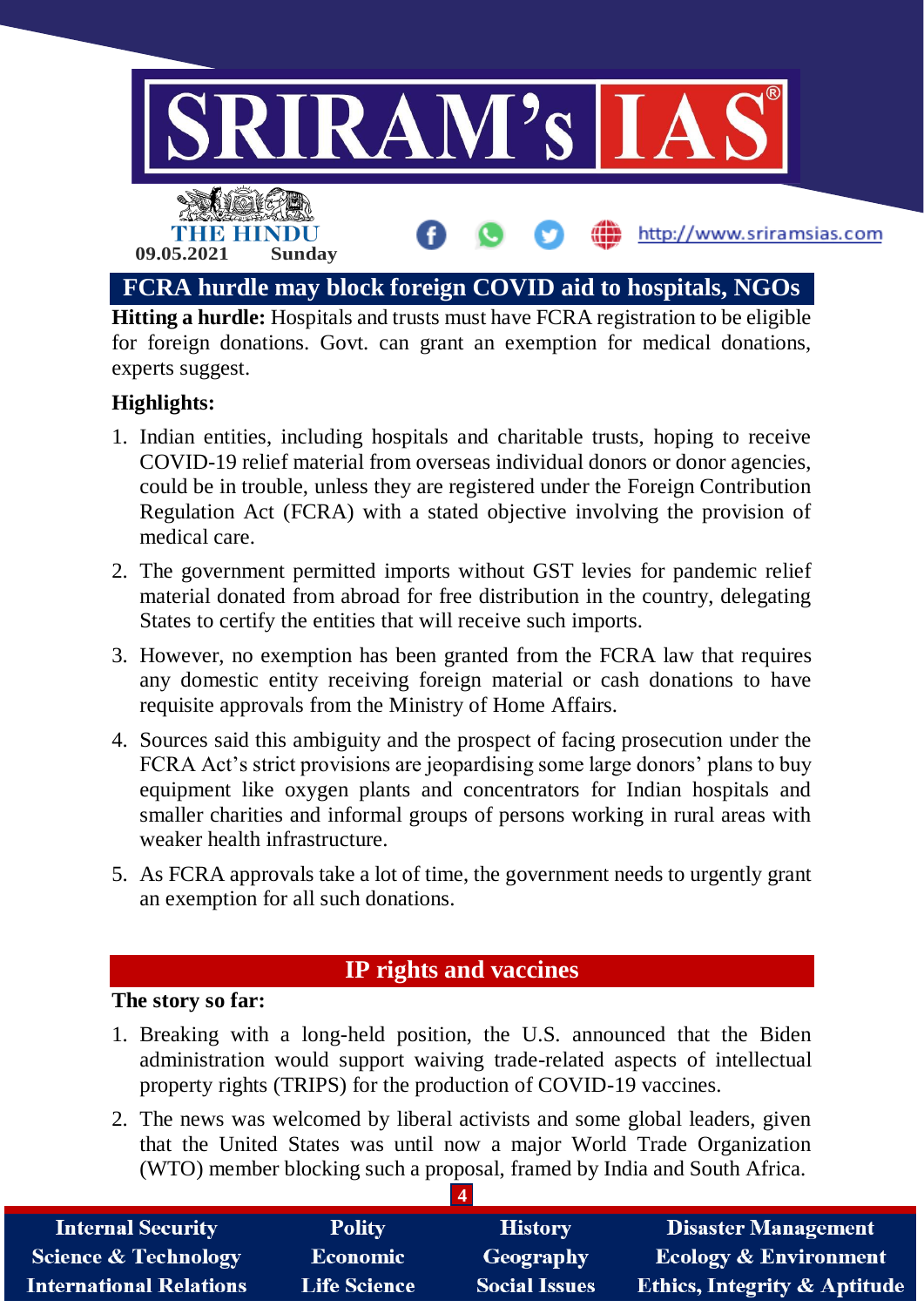## FCRA hurdle may block foreign COVID aid to hospitals, NGOs

**Hitting a hurdle:** Hospitals and trusts must have FCRA registration to be eligible for foreign donations. Govt. can grant an exemption for medical donations, experts suggest.

**Highlights:**

1. Indian entities, including hospitals and charitable trusts, hoping to receive COVID-19 relief material from overseas individual donors or donor agencies, could be in trouble, unless they are registered under the Foreign Contribution Regulation Act (FCRA) with a stated objective involving the provision of medical care.
2. The government permitted imports without GST levies for pandemic relief material donated from abroad for free distribution in the country, delegating States to certify the entities that will receive such imports.
3. However, no exemption has been granted from the FCRA law that requires any domestic entity receiving foreign material or cash donations to have requisite approvals from the Ministry of Home Affairs.
4. Sources said this ambiguity and the prospect of facing prosecution under the FCRA Act's strict provisions are jeopardising some large donors' plans to buy equipment like oxygen plants and concentrators for Indian hospitals and smaller charities and informal groups of persons working in rural areas with weaker health infrastructure.
5. As FCRA approvals take a lot of time, the government needs to urgently grant an exemption for all such donations.

## IP rights and vaccines

**The story so far:**

1. Breaking with a long-held position, the U.S. announced that the Biden administration would support waiving trade-related aspects of intellectual property rights (TRIPS) for the production of COVID-19 vaccines.
2. The news was welcomed by liberal activists and some global leaders, given that the United States was until now a major World Trade Organization (WTO) member blocking such a proposal, framed by India and South Africa.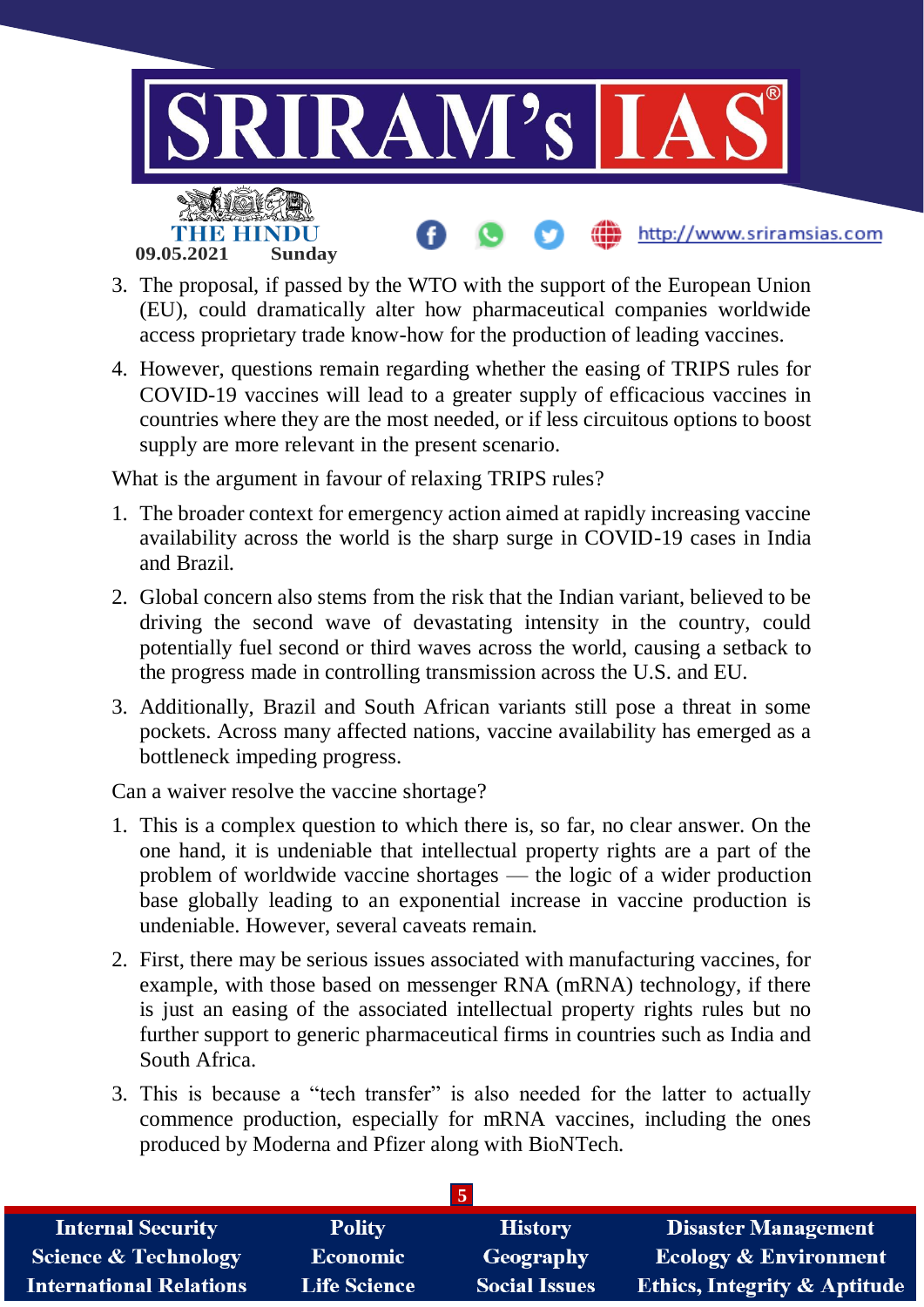3. The proposal, if passed by the WTO with the support of the European Union (EU), could dramatically alter how pharmaceutical companies worldwide access proprietary trade know-how for the production of leading vaccines.
4. However, questions remain regarding whether the easing of TRIPS rules for COVID-19 vaccines will lead to a greater supply of efficacious vaccines in countries where they are the most needed, or if less circuitous options to boost supply are more relevant in the present scenario.

What is the argument in favour of relaxing TRIPS rules?

1. The broader context for emergency action aimed at rapidly increasing vaccine availability across the world is the sharp surge in COVID-19 cases in India and Brazil.
2. Global concern also stems from the risk that the Indian variant, believed to be driving the second wave of devastating intensity in the country, could potentially fuel second or third waves across the world, causing a setback to the progress made in controlling transmission across the U.S. and EU.
3. Additionally, Brazil and South African variants still pose a threat in some pockets. Across many affected nations, vaccine availability has emerged as a bottleneck impeding progress.

Can a waiver resolve the vaccine shortage?

1. This is a complex question to which there is, so far, no clear answer. On the one hand, it is undeniable that intellectual property rights are a part of the problem of worldwide vaccine shortages — the logic of a wider production base globally leading to an exponential increase in vaccine production is undeniable. However, several caveats remain.
2. First, there may be serious issues associated with manufacturing vaccines, for example, with those based on messenger RNA (mRNA) technology, if there is just an easing of the associated intellectual property rights rules but no further support to generic pharmaceutical firms in countries such as India and South Africa.
3. This is because a "tech transfer" is also needed for the latter to actually commence production, especially for mRNA vaccines, including the ones produced by Moderna and Pfizer along with BioNTech.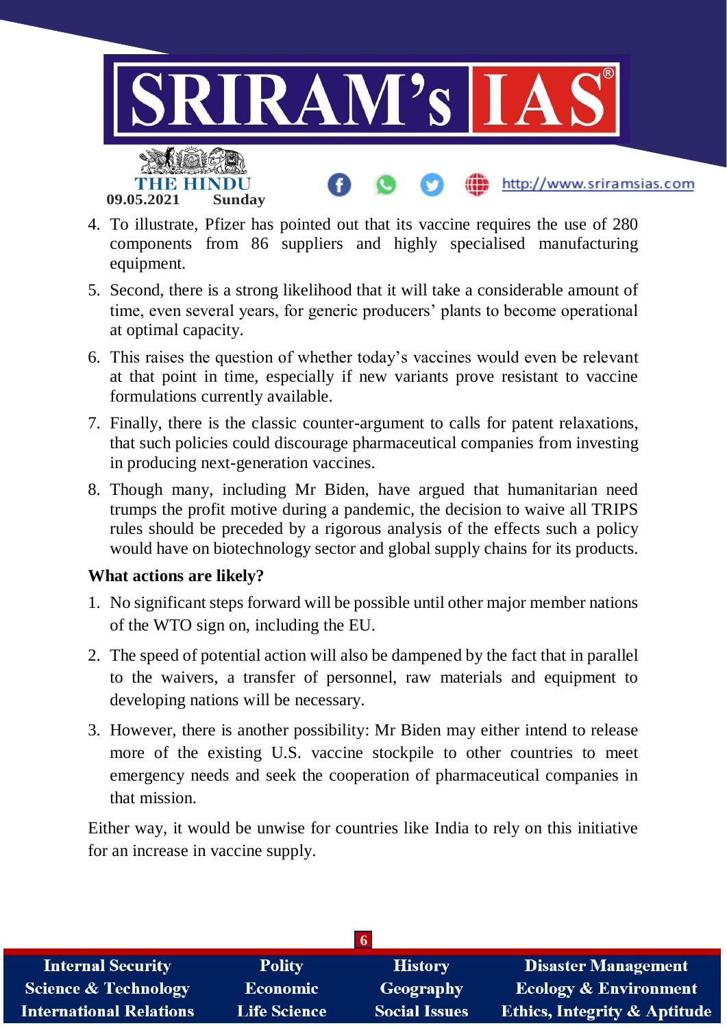4. To illustrate, Pfizer has pointed out that its vaccine requires the use of 280 components from 86 suppliers and highly specialised manufacturing equipment.
5. Second, there is a strong likelihood that it will take a considerable amount of time, even several years, for generic producers' plants to become operational at optimal capacity.
6. This raises the question of whether today's vaccines would even be relevant at that point in time, especially if new variants prove resistant to vaccine formulations currently available.
7. Finally, there is the classic counter-argument to calls for patent relaxations, that such policies could discourage pharmaceutical companies from investing in producing next-generation vaccines.
8. Though many, including Mr Biden, have argued that humanitarian need trumps the profit motive during a pandemic, the decision to waive all TRIPS rules should be preceded by a rigorous analysis of the effects such a policy would have on biotechnology sector and global supply chains for its products.

**What actions are likely?**

1. No significant steps forward will be possible until other major member nations of the WTO sign on, including the EU.
2. The speed of potential action will also be dampened by the fact that in parallel to the waivers, a transfer of personnel, raw materials and equipment to developing nations will be necessary.
3. However, there is another possibility: Mr Biden may either intend to release more of the existing U.S. vaccine stockpile to other countries to meet emergency needs and seek the cooperation of pharmaceutical companies in that mission.

Either way, it would be unwise for countries like India to rely on this initiative for an increase in vaccine supply.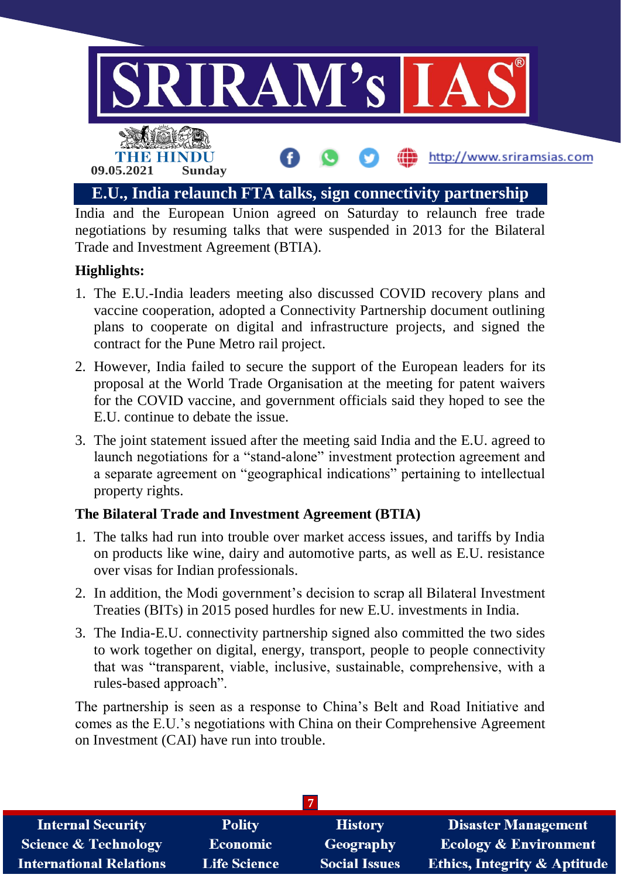# E.U., India relaunch FTA talks, sign connectivity partnership

India and the European Union agreed on Saturday to relaunch free trade negotiations by resuming talks that were suspended in 2013 for the Bilateral Trade and Investment Agreement (BTIA).

**Highlights:**

1. The E.U.-India leaders meeting also discussed COVID recovery plans and vaccine cooperation, adopted a Connectivity Partnership document outlining plans to cooperate on digital and infrastructure projects, and signed the contract for the Pune Metro rail project.
2. However, India failed to secure the support of the European leaders for its proposal at the World Trade Organisation at the meeting for patent waivers for the COVID vaccine, and government officials said they hoped to see the E.U. continue to debate the issue.
3. The joint statement issued after the meeting said India and the E.U. agreed to launch negotiations for a "stand-alone" investment protection agreement and a separate agreement on "geographical indications" pertaining to intellectual property rights.

**The Bilateral Trade and Investment Agreement (BTIA)**

1. The talks had run into trouble over market access issues, and tariffs by India on products like wine, dairy and automotive parts, as well as E.U. resistance over visas for Indian professionals.
2. In addition, the Modi government's decision to scrap all Bilateral Investment Treaties (BITs) in 2015 posed hurdles for new E.U. investments in India.
3. The India-E.U. connectivity partnership signed also committed the two sides to work together on digital, energy, transport, people to people connectivity that was "transparent, viable, inclusive, sustainable, comprehensive, with a rules-based approach".

The partnership is seen as a response to China's Belt and Road Initiative and comes as the E.U.'s negotiations with China on their Comprehensive Agreement on Investment (CAI) have run into trouble.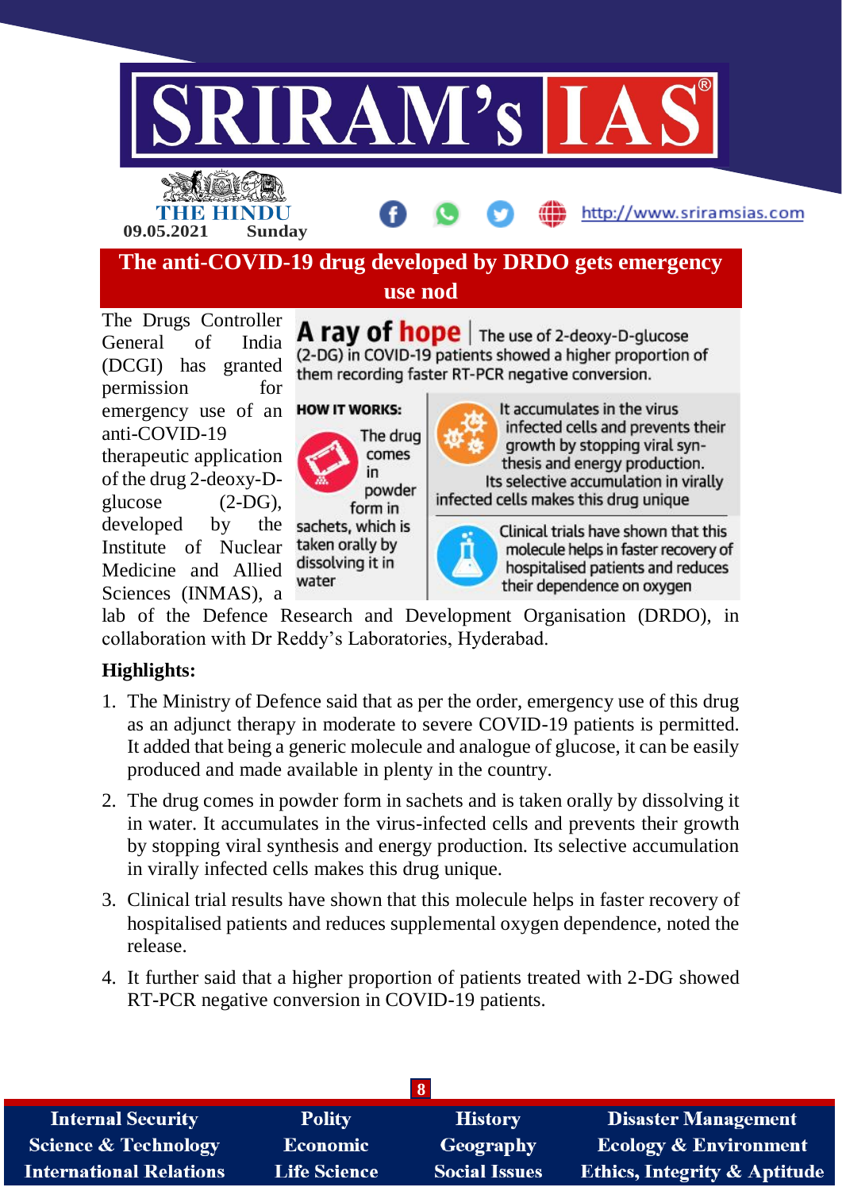# The anti-COVID-19 drug developed by DRDO gets emergency use nod

The Drugs Controller General of India (DCGI) has granted permission for emergency use of an anti-COVID-19 therapeutic application of the drug 2-deoxy-D-glucose (2-DG), developed by the Institute of Nuclear Medicine and Allied Sciences (INMAS), a lab of the Defence Research and Development Organisation (DRDO), in collaboration with Dr Reddy's Laboratories, Hyderabad.

**A ray of hope** | The use of 2-deoxy-D-glucose (2-DG) in COVID-19 patients showed a higher proportion of them recording faster RT-PCR negative conversion.

**HOW IT WORKS:**

- The drug comes in powder form in sachets, which is taken orally by dissolving it in water
- It accumulates in the virus infected cells and prevents their growth by stopping viral synthesis and energy production. Its selective accumulation in virally infected cells makes this drug unique
- Clinical trials have shown that this molecule helps in faster recovery of hospitalised patients and reduces their dependence on oxygen

**Highlights:**

1. The Ministry of Defence said that as per the order, emergency use of this drug as an adjunct therapy in moderate to severe COVID-19 patients is permitted. It added that being a generic molecule and analogue of glucose, it can be easily produced and made available in plenty in the country.
2. The drug comes in powder form in sachets and is taken orally by dissolving it in water. It accumulates in the virus-infected cells and prevents their growth by stopping viral synthesis and energy production. Its selective accumulation in virally infected cells makes this drug unique.
3. Clinical trial results have shown that this molecule helps in faster recovery of hospitalised patients and reduces supplemental oxygen dependence, noted the release.
4. It further said that a higher proportion of patients treated with 2-DG showed RT-PCR negative conversion in COVID-19 patients.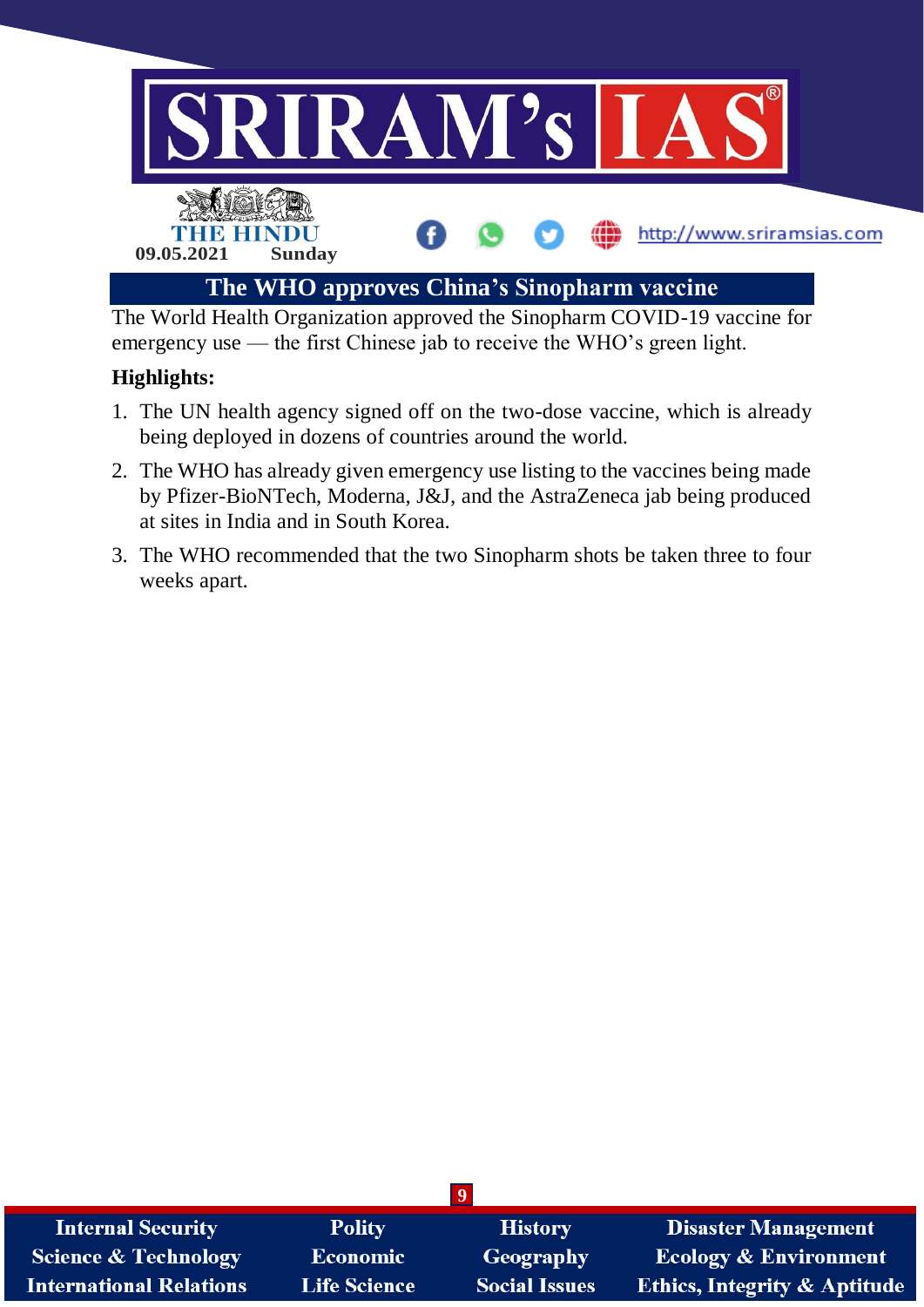## The WHO approves China's Sinopharm vaccine

The World Health Organization approved the Sinopharm COVID-19 vaccine for emergency use — the first Chinese jab to receive the WHO's green light.

**Highlights:**

1. The UN health agency signed off on the two-dose vaccine, which is already being deployed in dozens of countries around the world.
2. The WHO has already given emergency use listing to the vaccines being made by Pfizer-BioNTech, Moderna, J&J, and the AstraZeneca jab being produced at sites in India and in South Korea.
3. The WHO recommended that the two Sinopharm shots be taken three to four weeks apart.